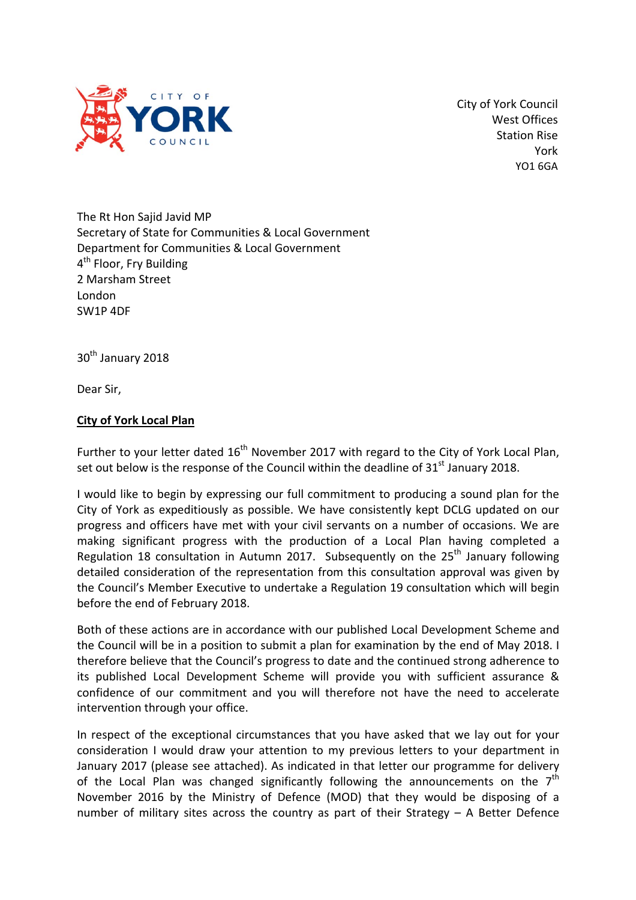City of York Council
West Offices
Station Rise
York
YO1 6GA

The Rt Hon Sajid Javid MP
Secretary of State for Communities & Local Government
Department for Communities & Local Government
4th Floor, Fry Building
2 Marsham Street
London
SW1P 4DF

30th January 2018

Dear Sir,

**City of York Local Plan**

Further to your letter dated 16th November 2017 with regard to the City of York Local Plan, set out below is the response of the Council within the deadline of 31st January 2018.

I would like to begin by expressing our full commitment to producing a sound plan for the City of York as expeditiously as possible. We have consistently kept DCLG updated on our progress and officers have met with your civil servants on a number of occasions. We are making significant progress with the production of a Local Plan having completed a Regulation 18 consultation in Autumn 2017. Subsequently on the 25th January following detailed consideration of the representation from this consultation approval was given by the Council's Member Executive to undertake a Regulation 19 consultation which will begin before the end of February 2018.

Both of these actions are in accordance with our published Local Development Scheme and the Council will be in a position to submit a plan for examination by the end of May 2018. I therefore believe that the Council's progress to date and the continued strong adherence to its published Local Development Scheme will provide you with sufficient assurance & confidence of our commitment and you will therefore not have the need to accelerate intervention through your office.

In respect of the exceptional circumstances that you have asked that we lay out for your consideration I would draw your attention to my previous letters to your department in January 2017 (please see attached). As indicated in that letter our programme for delivery of the Local Plan was changed significantly following the announcements on the 7th November 2016 by the Ministry of Defence (MOD) that they would be disposing of a number of military sites across the country as part of their Strategy – A Better Defence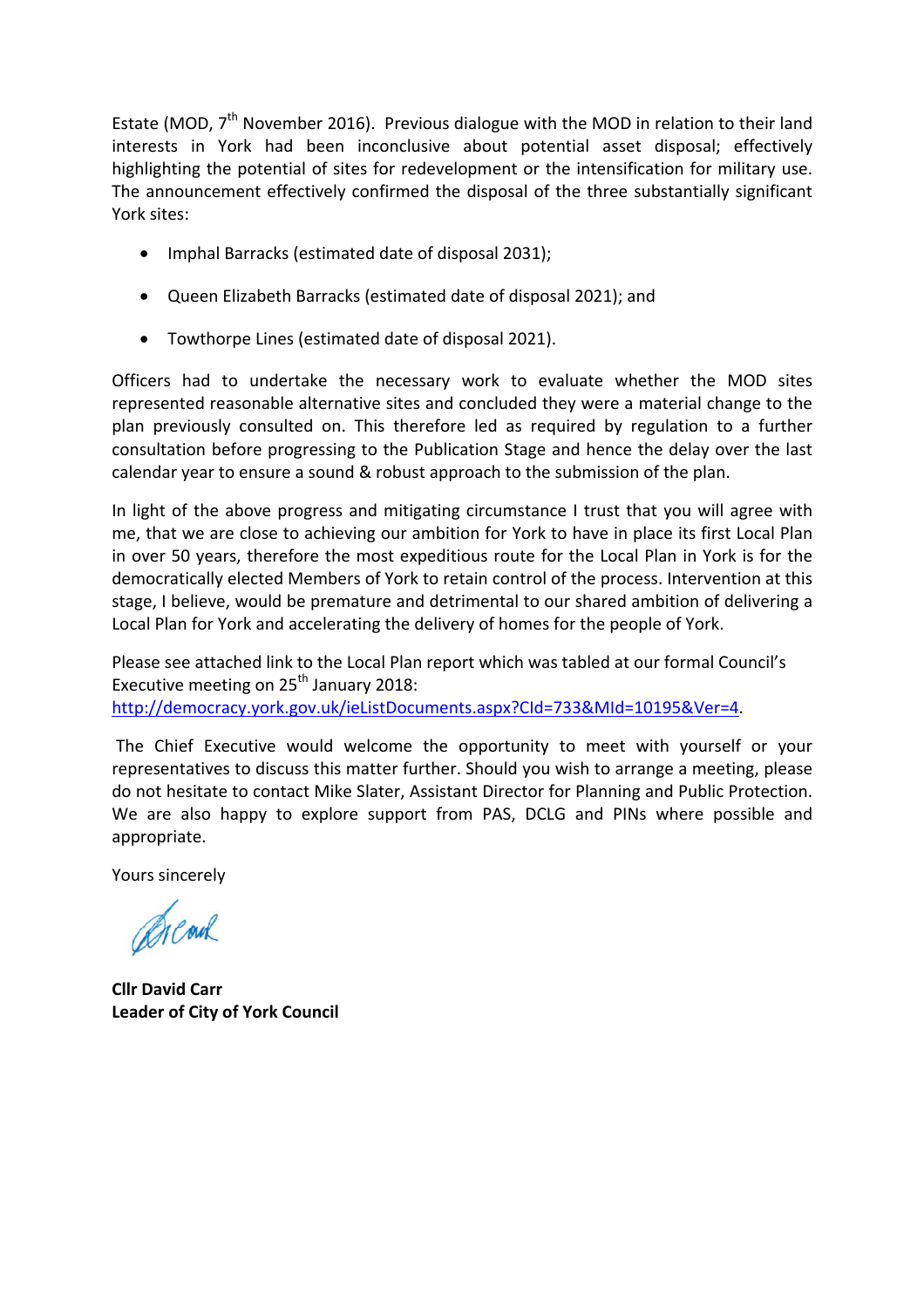Estate (MOD, 7th November 2016). Previous dialogue with the MOD in relation to their land interests in York had been inconclusive about potential asset disposal; effectively highlighting the potential of sites for redevelopment or the intensification for military use. The announcement effectively confirmed the disposal of the three substantially significant York sites:

- Imphal Barracks (estimated date of disposal 2031);
- Queen Elizabeth Barracks (estimated date of disposal 2021); and
- Towthorpe Lines (estimated date of disposal 2021).

Officers had to undertake the necessary work to evaluate whether the MOD sites represented reasonable alternative sites and concluded they were a material change to the plan previously consulted on. This therefore led as required by regulation to a further consultation before progressing to the Publication Stage and hence the delay over the last calendar year to ensure a sound & robust approach to the submission of the plan.

In light of the above progress and mitigating circumstance I trust that you will agree with me, that we are close to achieving our ambition for York to have in place its first Local Plan in over 50 years, therefore the most expeditious route for the Local Plan in York is for the democratically elected Members of York to retain control of the process. Intervention at this stage, I believe, would be premature and detrimental to our shared ambition of delivering a Local Plan for York and accelerating the delivery of homes for the people of York.

Please see attached link to the Local Plan report which was tabled at our formal Council's Executive meeting on 25th January 2018:
http://democracy.york.gov.uk/ieListDocuments.aspx?CId=733&MId=10195&Ver=4.

The Chief Executive would welcome the opportunity to meet with yourself or your representatives to discuss this matter further. Should you wish to arrange a meeting, please do not hesitate to contact Mike Slater, Assistant Director for Planning and Public Protection. We are also happy to explore support from PAS, DCLG and PINs where possible and appropriate.

Yours sincerely

**Cllr David Carr**
**Leader of City of York Council**